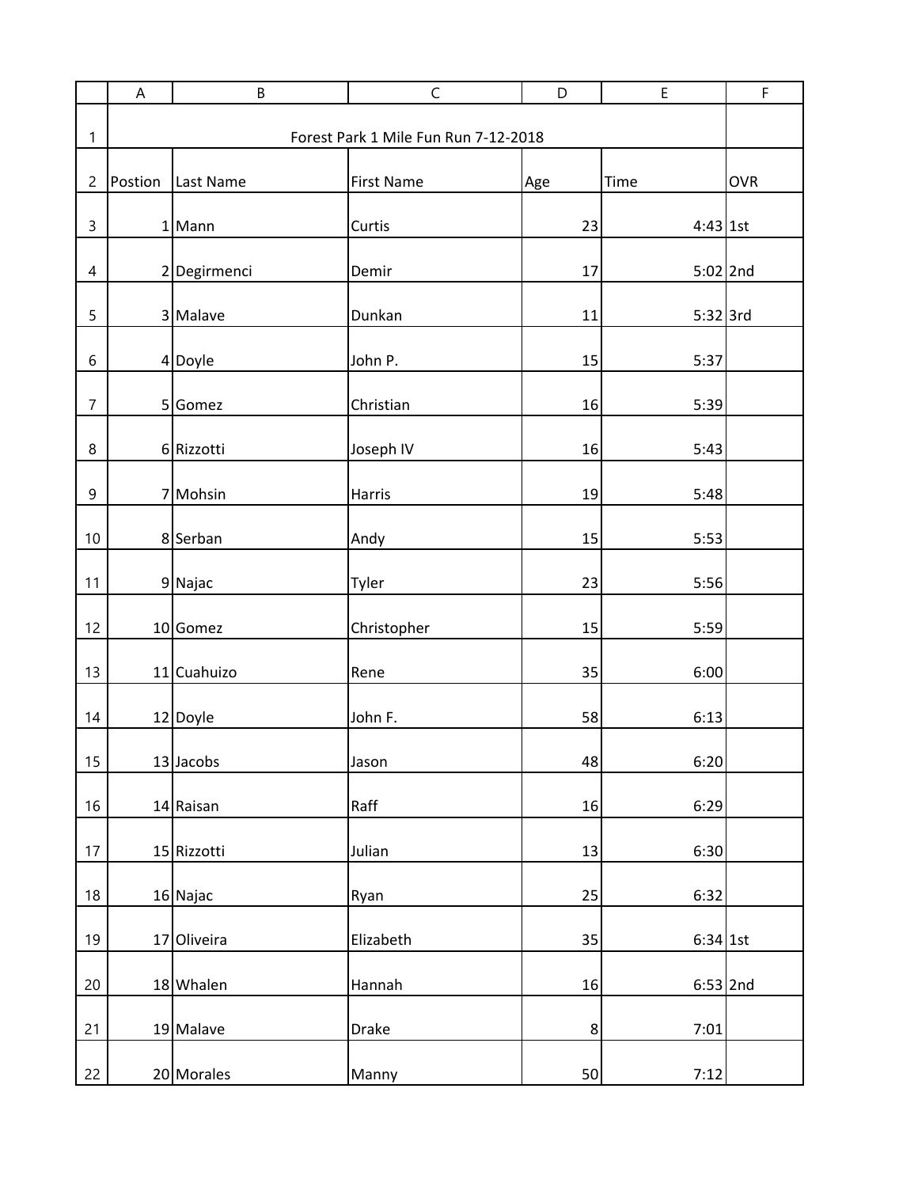# Forest Park 1 Mile Fun Run 7-12-2018

| Postion | Last Name | First Name | Age | Time | OVR |
|---|---|---|---|---|---|
| 1 | Mann | Curtis | 23 | 4:43 | 1st |
| 2 | Degirmenci | Demir | 17 | 5:02 | 2nd |
| 3 | Malave | Dunkan | 11 | 5:32 | 3rd |
| 4 | Doyle | John P. | 15 | 5:37 | |
| 5 | Gomez | Christian | 16 | 5:39 | |
| 6 | Rizzotti | Joseph IV | 16 | 5:43 | |
| 7 | Mohsin | Harris | 19 | 5:48 | |
| 8 | Serban | Andy | 15 | 5:53 | |
| 9 | Najac | Tyler | 23 | 5:56 | |
| 10 | Gomez | Christopher | 15 | 5:59 | |
| 11 | Cuahuizo | Rene | 35 | 6:00 | |
| 12 | Doyle | John F. | 58 | 6:13 | |
| 13 | Jacobs | Jason | 48 | 6:20 | |
| 14 | Raisan | Raff | 16 | 6:29 | |
| 15 | Rizzotti | Julian | 13 | 6:30 | |
| 16 | Najac | Ryan | 25 | 6:32 | |
| 17 | Oliveira | Elizabeth | 35 | 6:34 | 1st |
| 18 | Whalen | Hannah | 16 | 6:53 | 2nd |
| 19 | Malave | Drake | 8 | 7:01 | |
| 20 | Morales | Manny | 50 | 7:12 | |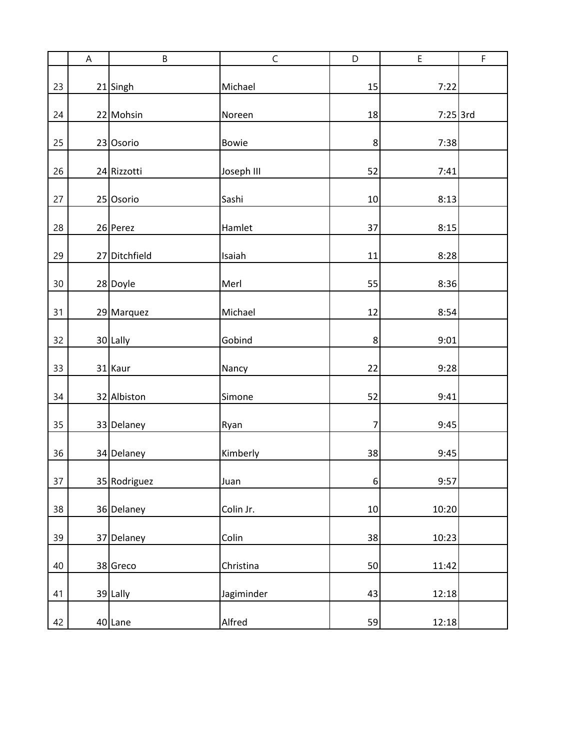| | A | B | C | D | E | F |
|---|---|---|---|---|---|---|
| 23 | 21 | Singh | Michael | 15 | 7:22 | |
| 24 | 22 | Mohsin | Noreen | 18 | 7:25 | 3rd |
| 25 | 23 | Osorio | Bowie | 8 | 7:38 | |
| 26 | 24 | Rizzotti | Joseph III | 52 | 7:41 | |
| 27 | 25 | Osorio | Sashi | 10 | 8:13 | |
| 28 | 26 | Perez | Hamlet | 37 | 8:15 | |
| 29 | 27 | Ditchfield | Isaiah | 11 | 8:28 | |
| 30 | 28 | Doyle | Merl | 55 | 8:36 | |
| 31 | 29 | Marquez | Michael | 12 | 8:54 | |
| 32 | 30 | Lally | Gobind | 8 | 9:01 | |
| 33 | 31 | Kaur | Nancy | 22 | 9:28 | |
| 34 | 32 | Albiston | Simone | 52 | 9:41 | |
| 35 | 33 | Delaney | Ryan | 7 | 9:45 | |
| 36 | 34 | Delaney | Kimberly | 38 | 9:45 | |
| 37 | 35 | Rodriguez | Juan | 6 | 9:57 | |
| 38 | 36 | Delaney | Colin Jr. | 10 | 10:20 | |
| 39 | 37 | Delaney | Colin | 38 | 10:23 | |
| 40 | 38 | Greco | Christina | 50 | 11:42 | |
| 41 | 39 | Lally | Jagiminder | 43 | 12:18 | |
| 42 | 40 | Lane | Alfred | 59 | 12:18 | |